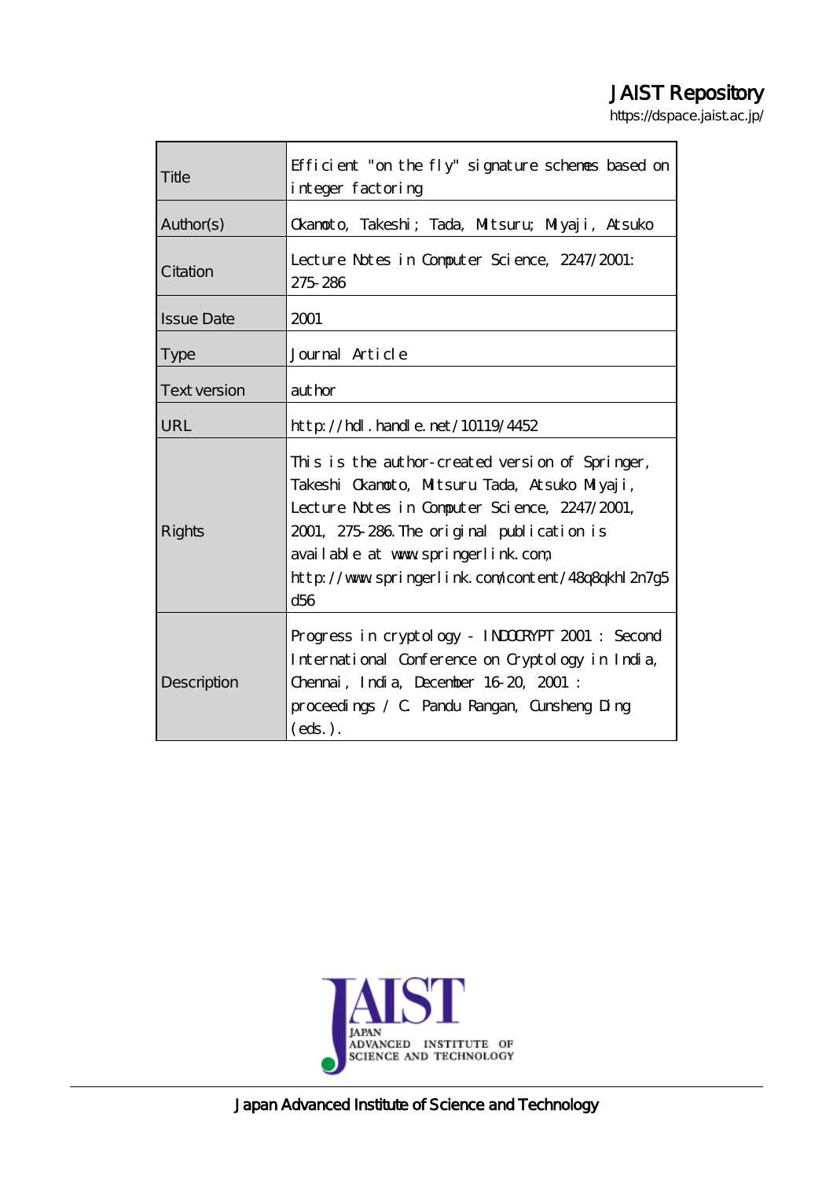# JAIST Repository

https://dspace.jaist.ac.jp/

| | |
|---|---|
| Title | Efficient "on the fly" signature schemes based on integer factoring |
| Author(s) | Okamoto, Takeshi; Tada, Mitsuru; Miyaji, Atsuko |
| Citation | Lecture Notes in Computer Science, 2247/2001: 275-286 |
| Issue Date | 2001 |
| Type | Journal Article |
| Text version | author |
| URL | http://hdl.handle.net/10119/4452 |
| Rights | This is the author-created version of Springer, Takeshi Okamoto, Mitsuru Tada, Atsuko Miyaji, Lecture Notes in Computer Science, 2247/2001, 2001, 275-286. The original publication is available at www.springerlink.com, http://www.springerlink.com/content/48q8qkhl2n7g5d56 |
| Description | Progress in cryptology - INDOCRYPT 2001 : Second International Conference on Cryptology in India, Chennai, India, December 16-20, 2001 : proceedings / C. Pandu Rangan, Cunsheng Ding (eds.). |

JAIST
JAPAN ADVANCED INSTITUTE OF SCIENCE AND TECHNOLOGY

Japan Advanced Institute of Science and Technology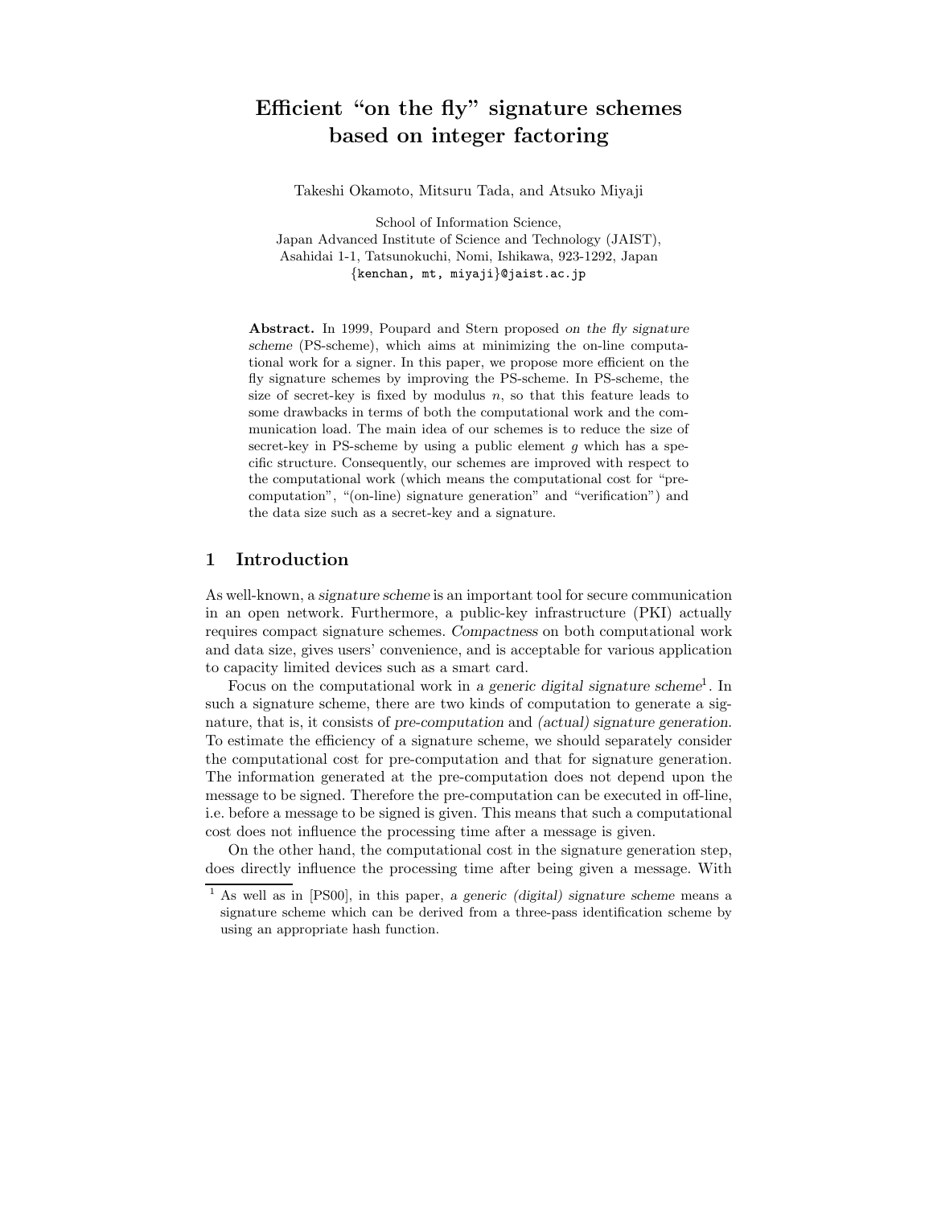# Efficient "on the fly" signature schemes based on integer factoring

Takeshi Okamoto, Mitsuru Tada, and Atsuko Miyaji

School of Information Science,  
Japan Advanced Institute of Science and Technology (JAIST),  
Asahidai 1-1, Tatsunokuchi, Nomi, Ishikawa, 923-1292, Japan  
{kenchan, mt, miyaji}@jaist.ac.jp

**Abstract.** In 1999, Poupard and Stern proposed *on the fly signature scheme* (PS-scheme), which aims at minimizing the on-line computational work for a signer. In this paper, we propose more efficient on the fly signature schemes by improving the PS-scheme. In PS-scheme, the size of secret-key is fixed by modulus $n$, so that this feature leads to some drawbacks in terms of both the computational work and the communication load. The main idea of our schemes is to reduce the size of secret-key in PS-scheme by using a public element $g$ which has a specific structure. Consequently, our schemes are improved with respect to the computational work (which means the computational cost for "pre-computation", "(on-line) signature generation" and "verification") and the data size such as a secret-key and a signature.

## 1 Introduction

As well-known, a *signature scheme* is an important tool for secure communication in an open network. Furthermore, a public-key infrastructure (PKI) actually requires compact signature schemes. *Compactness* on both computational work and data size, gives users' convenience, and is acceptable for various application to capacity limited devices such as a smart card.

Focus on the computational work in *a generic digital signature scheme*[1]. In such a signature scheme, there are two kinds of computation to generate a signature, that is, it consists of *pre-computation* and *(actual) signature generation*. To estimate the efficiency of a signature scheme, we should separately consider the computational cost for pre-computation and that for signature generation. The information generated at the pre-computation does not depend upon the message to be signed. Therefore the pre-computation can be executed in off-line, i.e. before a message to be signed is given. This means that such a computational cost does not influence the processing time after a message is given.

On the other hand, the computational cost in the signature generation step, does directly influence the processing time after being given a message. With

[1] As well as in [PS00], in this paper, *a generic (digital) signature scheme* means a signature scheme which can be derived from a three-pass identification scheme by using an appropriate hash function.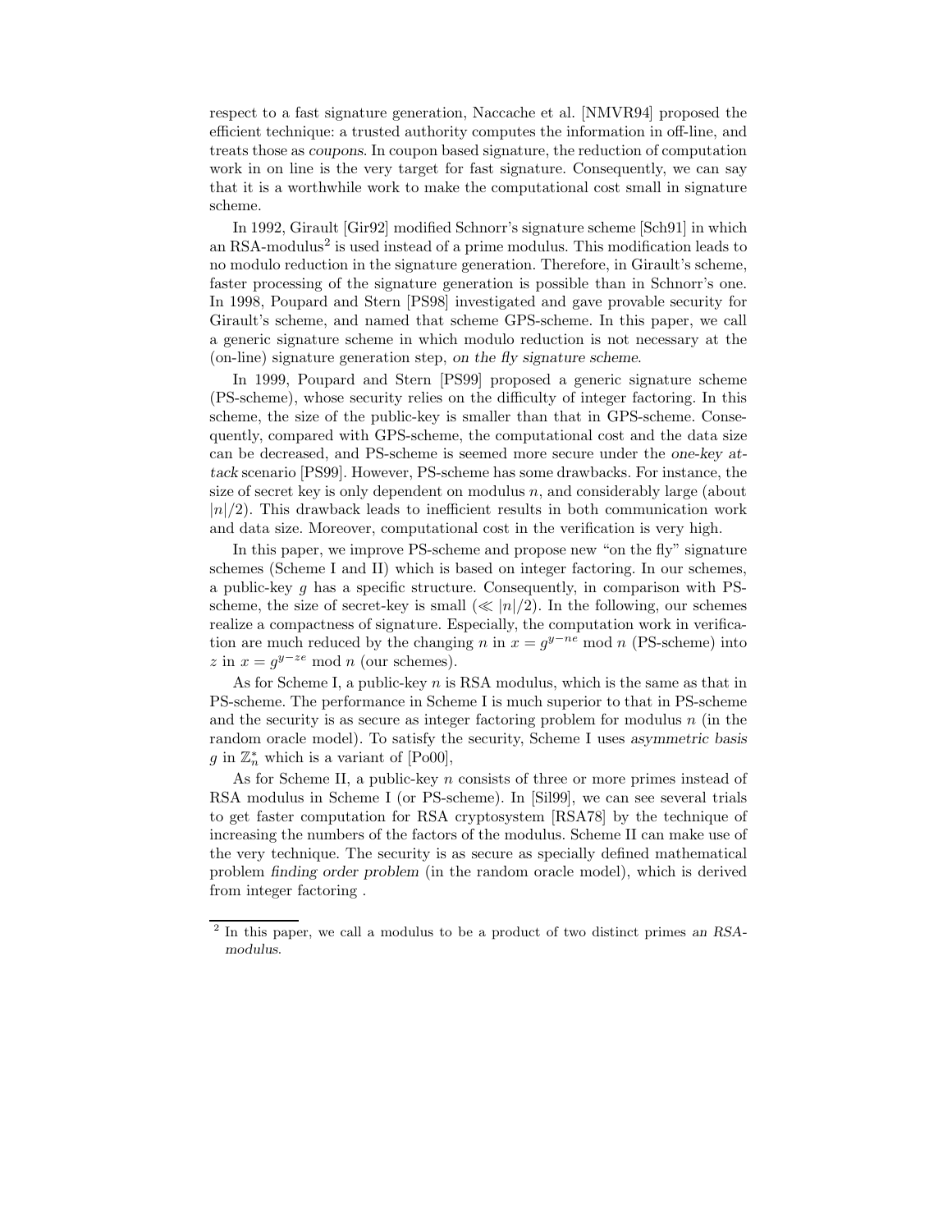respect to a fast signature generation, Naccache et al. [NMVR94] proposed the efficient technique: a trusted authority computes the information in off-line, and treats those as *coupons*. In coupon based signature, the reduction of computation work in on line is the very target for fast signature. Consequently, we can say that it is a worthwhile work to make the computational cost small in signature scheme.

In 1992, Girault [Gir92] modified Schnorr's signature scheme [Sch91] in which an RSA-modulus[2] is used instead of a prime modulus. This modification leads to no modulo reduction in the signature generation. Therefore, in Girault's scheme, faster processing of the signature generation is possible than in Schnorr's one. In 1998, Poupard and Stern [PS98] investigated and gave provable security for Girault's scheme, and named that scheme GPS-scheme. In this paper, we call a generic signature scheme in which modulo reduction is not necessary at the (on-line) signature generation step, *on the fly signature scheme*.

In 1999, Poupard and Stern [PS99] proposed a generic signature scheme (PS-scheme), whose security relies on the difficulty of integer factoring. In this scheme, the size of the public-key is smaller than that in GPS-scheme. Consequently, compared with GPS-scheme, the computational cost and the data size can be decreased, and PS-scheme is seemed more secure under the *one-key attack* scenario [PS99]. However, PS-scheme has some drawbacks. For instance, the size of secret key is only dependent on modulus $n$, and considerably large (about $|n|/2$). This drawback leads to inefficient results in both communication work and data size. Moreover, computational cost in the verification is very high.

In this paper, we improve PS-scheme and propose new "on the fly" signature schemes (Scheme I and II) which is based on integer factoring. In our schemes, a public-key $g$ has a specific structure. Consequently, in comparison with PS-scheme, the size of secret-key is small ($\ll |n|/2$). In the following, our schemes realize a compactness of signature. Especially, the computation work in verification are much reduced by the changing $n$ in $x = g^{y-ne} \bmod n$ (PS-scheme) into $z$ in $x = g^{y-ze} \bmod n$ (our schemes).

As for Scheme I, a public-key $n$ is RSA modulus, which is the same as that in PS-scheme. The performance in Scheme I is much superior to that in PS-scheme and the security is as secure as integer factoring problem for modulus $n$ (in the random oracle model). To satisfy the security, Scheme I uses *asymmetric basis* $g$ in $\mathbb{Z}_n^*$ which is a variant of [Po00],

As for Scheme II, a public-key $n$ consists of three or more primes instead of RSA modulus in Scheme I (or PS-scheme). In [Sil99], we can see several trials to get faster computation for RSA cryptosystem [RSA78] by the technique of increasing the numbers of the factors of the modulus. Scheme II can make use of the very technique. The security is as secure as specially defined mathematical problem *finding order problem* (in the random oracle model), which is derived from integer factoring .

[2] In this paper, we call a modulus to be a product of two distinct primes *an RSA-modulus*.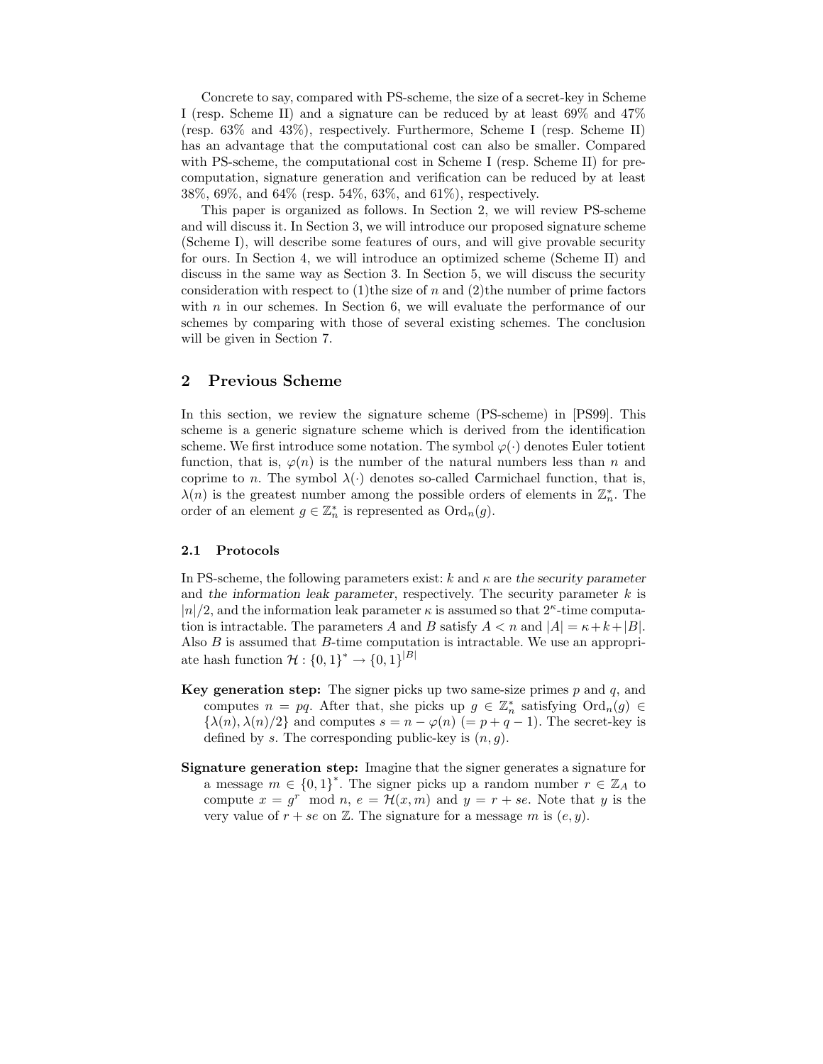Concrete to say, compared with PS-scheme, the size of a secret-key in Scheme I (resp. Scheme II) and a signature can be reduced by at least 69% and 47% (resp. 63% and 43%), respectively. Furthermore, Scheme I (resp. Scheme II) has an advantage that the computational cost can also be smaller. Compared with PS-scheme, the computational cost in Scheme I (resp. Scheme II) for precomputation, signature generation and verification can be reduced by at least 38%, 69%, and 64% (resp. 54%, 63%, and 61%), respectively.

This paper is organized as follows. In Section 2, we will review PS-scheme and will discuss it. In Section 3, we will introduce our proposed signature scheme (Scheme I), will describe some features of ours, and will give provable security for ours. In Section 4, we will introduce an optimized scheme (Scheme II) and discuss in the same way as Section 3. In Section 5, we will discuss the security consideration with respect to (1)the size of $n$ and (2)the number of prime factors with $n$ in our schemes. In Section 6, we will evaluate the performance of our schemes by comparing with those of several existing schemes. The conclusion will be given in Section 7.

## 2 Previous Scheme

In this section, we review the signature scheme (PS-scheme) in [PS99]. This scheme is a generic signature scheme which is derived from the identification scheme. We first introduce some notation. The symbol $\varphi(\cdot)$ denotes Euler totient function, that is, $\varphi(n)$ is the number of the natural numbers less than $n$ and coprime to $n$. The symbol $\lambda(\cdot)$ denotes so-called Carmichael function, that is, $\lambda(n)$ is the greatest number among the possible orders of elements in $\mathbb{Z}_n^*$. The order of an element $g \in \mathbb{Z}_n^*$ is represented as $\mathrm{Ord}_n(g)$.

### 2.1 Protocols

In PS-scheme, the following parameters exist: $k$ and $\kappa$ are *the security parameter* and *the information leak parameter*, respectively. The security parameter $k$ is $|n|/2$, and the information leak parameter $\kappa$ is assumed so that $2^\kappa$-time computation is intractable. The parameters $A$ and $B$ satisfy $A < n$ and $|A| = \kappa + k + |B|$. Also $B$ is assumed that $B$-time computation is intractable. We use an appropriate hash function $\mathcal{H} : \{0,1\}^* \to \{0,1\}^{|B|}$

**Key generation step:** The signer picks up two same-size primes $p$ and $q$, and computes $n = pq$. After that, she picks up $g \in \mathbb{Z}_n^*$ satisfying $\mathrm{Ord}_n(g) \in \{\lambda(n), \lambda(n)/2\}$ and computes $s = n - \varphi(n)$ $(= p + q - 1)$. The secret-key is defined by $s$. The corresponding public-key is $(n, g)$.

**Signature generation step:** Imagine that the signer generates a signature for a message $m \in \{0,1\}^*$. The signer picks up a random number $r \in \mathbb{Z}_A$ to compute $x = g^r \mod n$, $e = \mathcal{H}(x, m)$ and $y = r + se$. Note that $y$ is the very value of $r + se$ on $\mathbb{Z}$. The signature for a message $m$ is $(e, y)$.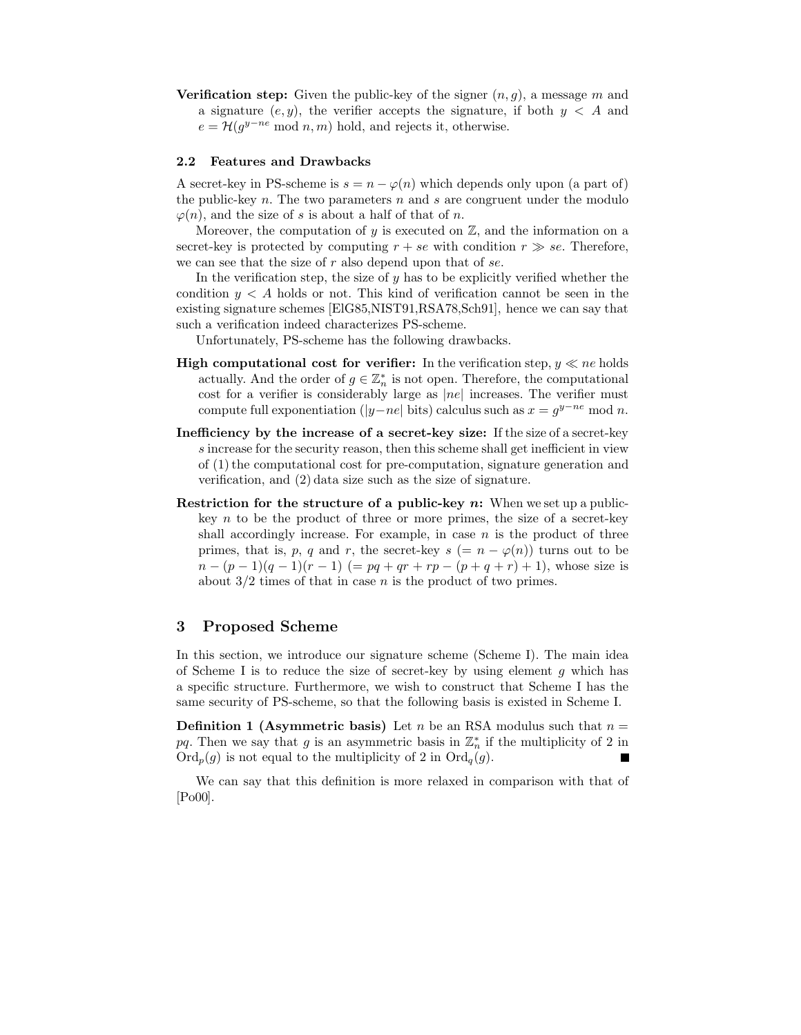**Verification step:** Given the public-key of the signer $(n, g)$, a message $m$ and a signature $(e, y)$, the verifier accepts the signature, if both $y < A$ and $e = \mathcal{H}(g^{y-ne} \bmod n, m)$ hold, and rejects it, otherwise.

### 2.2 Features and Drawbacks

A secret-key in PS-scheme is $s = n - \varphi(n)$ which depends only upon (a part of) the public-key $n$. The two parameters $n$ and $s$ are congruent under the modulo $\varphi(n)$, and the size of $s$ is about a half of that of $n$.

Moreover, the computation of $y$ is executed on $\mathbb{Z}$, and the information on a secret-key is protected by computing $r + se$ with condition $r \gg se$. Therefore, we can see that the size of $r$ also depend upon that of $se$.

In the verification step, the size of $y$ has to be explicitly verified whether the condition $y < A$ holds or not. This kind of verification cannot be seen in the existing signature schemes [ElG85,NIST91,RSA78,Sch91], hence we can say that such a verification indeed characterizes PS-scheme.

Unfortunately, PS-scheme has the following drawbacks.

**High computational cost for verifier:** In the verification step, $y \ll ne$ holds actually. And the order of $g \in \mathbb{Z}_n^*$ is not open. Therefore, the computational cost for a verifier is considerably large as $|ne|$ increases. The verifier must compute full exponentiation ($|y-ne|$ bits) calculus such as $x = g^{y-ne} \bmod n$.

**Inefficiency by the increase of a secret-key size:** If the size of a secret-key $s$ increase for the security reason, then this scheme shall get inefficient in view of (1) the computational cost for pre-computation, signature generation and verification, and (2) data size such as the size of signature.

**Restriction for the structure of a public-key $n$:** When we set up a public-key $n$ to be the product of three or more primes, the size of a secret-key shall accordingly increase. For example, in case $n$ is the product of three primes, that is, $p$, $q$ and $r$, the secret-key $s$ $(= n - \varphi(n))$ turns out to be $n - (p-1)(q-1)(r-1)$ $(= pq + qr + rp - (p + q + r) + 1)$, whose size is about $3/2$ times of that in case $n$ is the product of two primes.

## 3 Proposed Scheme

In this section, we introduce our signature scheme (Scheme I). The main idea of Scheme I is to reduce the size of secret-key by using element $g$ which has a specific structure. Furthermore, we wish to construct that Scheme I has the same security of PS-scheme, so that the following basis is existed in Scheme I.

**Definition 1 (Asymmetric basis)** Let $n$ be an RSA modulus such that $n = pq$. Then we say that $g$ is an asymmetric basis in $\mathbb{Z}_n^*$ if the multiplicity of 2 in $\mathrm{Ord}_p(g)$ is not equal to the multiplicity of 2 in $\mathrm{Ord}_q(g)$. ∎

We can say that this definition is more relaxed in comparison with that of [Po00].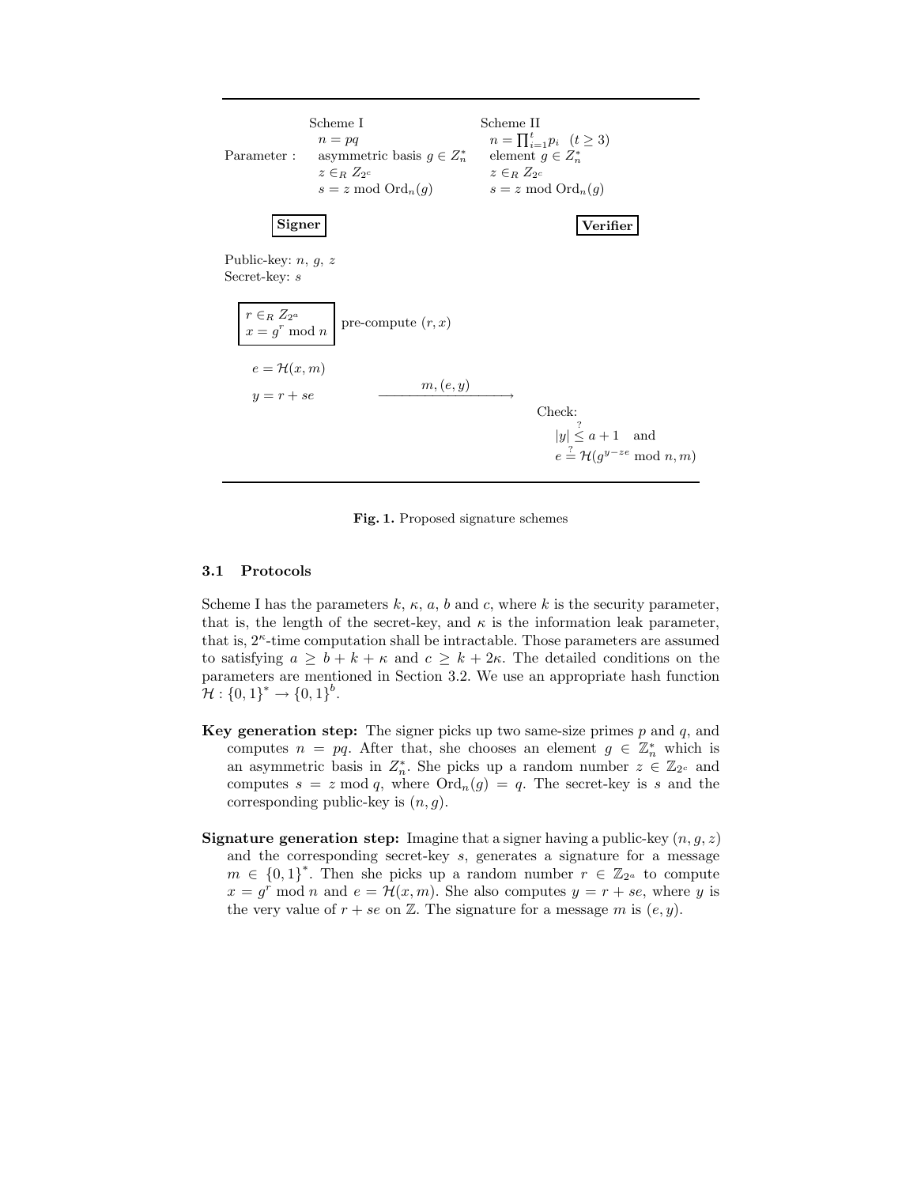| | Scheme I | Scheme II |
|---|---|---|
| Parameter : | $n = pq$ | $n = \prod_{i=1}^{t} p_i \quad (t \geq 3)$ |
| | asymmetric basis $g \in Z_n^*$ | element $g \in Z_n^*$ |
| | $z \in_R Z_{2^c}$ | $z \in_R Z_{2^c}$ |
| | $s = z \bmod \mathrm{Ord}_n(g)$ | $s = z \bmod \mathrm{Ord}_n(g)$ |

**Signer** | **Verifier**

Public-key: $n$, $g$, $z$
Secret-key: $s$

$r \in_R Z_{2^a}$
$x = g^r \bmod n$ — pre-compute $(r, x)$

$e = \mathcal{H}(x, m)$

$y = r + se$ $\quad \xrightarrow{\quad m, (e, y) \quad}$

Check:

$|y| \overset{?}{\leq} a + 1$ and

$e \overset{?}{=} \mathcal{H}(g^{y-ze} \bmod n, m)$

**Fig. 1.** Proposed signature schemes

### 3.1 Protocols

Scheme I has the parameters $k$, $\kappa$, $a$, $b$ and $c$, where $k$ is the security parameter, that is, the length of the secret-key, and $\kappa$ is the information leak parameter, that is, $2^\kappa$-time computation shall be intractable. Those parameters are assumed to satisfying $a \geq b + k + \kappa$ and $c \geq k + 2\kappa$. The detailed conditions on the parameters are mentioned in Section 3.2. We use an appropriate hash function $\mathcal{H} : \{0,1\}^* \to \{0,1\}^b$.

**Key generation step:** The signer picks up two same-size primes $p$ and $q$, and computes $n = pq$. After that, she chooses an element $g \in \mathbb{Z}_n^*$ which is an asymmetric basis in $Z_n^*$. She picks up a random number $z \in \mathbb{Z}_{2^c}$ and computes $s = z \bmod q$, where $\mathrm{Ord}_n(g) = q$. The secret-key is $s$ and the corresponding public-key is $(n, g)$.

**Signature generation step:** Imagine that a signer having a public-key $(n, g, z)$ and the corresponding secret-key $s$, generates a signature for a message $m \in \{0,1\}^*$. Then she picks up a random number $r \in \mathbb{Z}_{2^a}$ to compute $x = g^r \bmod n$ and $e = \mathcal{H}(x, m)$. She also computes $y = r + se$, where $y$ is the very value of $r + se$ on $\mathbb{Z}$. The signature for a message $m$ is $(e, y)$.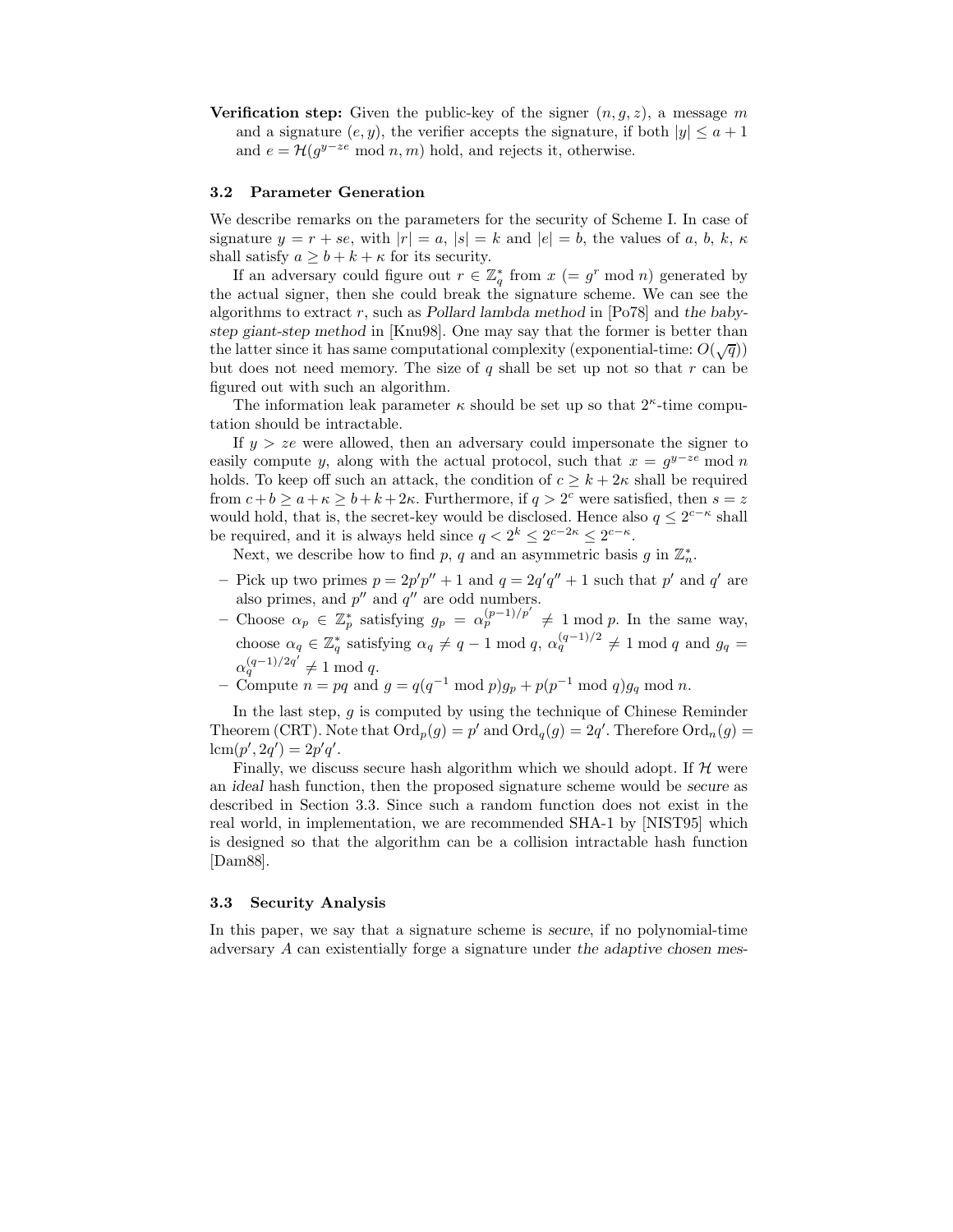**Verification step:** Given the public-key of the signer $(n, g, z)$, a message $m$ and a signature $(e, y)$, the verifier accepts the signature, if both $|y| \leq a + 1$ and $e = \mathcal{H}(g^{y-ze} \bmod n, m)$ hold, and rejects it, otherwise.

### 3.2 Parameter Generation

We describe remarks on the parameters for the security of Scheme I. In case of signature $y = r + se$, with $|r| = a$, $|s| = k$ and $|e| = b$, the values of $a$, $b$, $k$, $\kappa$ shall satisfy $a \geq b + k + \kappa$ for its security.

If an adversary could figure out $r \in \mathbb{Z}_q^*$ from $x$ $(= g^r \bmod n)$ generated by the actual signer, then she could break the signature scheme. We can see the algorithms to extract $r$, such as *Pollard lambda method* in [Po78] and *the baby-step giant-step method* in [Knu98]. One may say that the former is better than the latter since it has same computational complexity (exponential-time: $O(\sqrt{q})$) but does not need memory. The size of $q$ shall be set up not so that $r$ can be figured out with such an algorithm.

The information leak parameter $\kappa$ should be set up so that $2^\kappa$-time computation should be intractable.

If $y > ze$ were allowed, then an adversary could impersonate the signer to easily compute $y$, along with the actual protocol, such that $x = g^{y-ze} \bmod n$ holds. To keep off such an attack, the condition of $c \geq k + 2\kappa$ shall be required from $c + b \geq a + \kappa \geq b + k + 2\kappa$. Furthermore, if $q > 2^c$ were satisfied, then $s = z$ would hold, that is, the secret-key would be disclosed. Hence also $q \leq 2^{c-\kappa}$ shall be required, and it is always held since $q < 2^k \leq 2^{c-2\kappa} \leq 2^{c-\kappa}$.

Next, we describe how to find $p$, $q$ and an asymmetric basis $g$ in $\mathbb{Z}_n^*$.

- Pick up two primes $p = 2p'p'' + 1$ and $q = 2q'q'' + 1$ such that $p'$ and $q'$ are also primes, and $p''$ and $q''$ are odd numbers.
- Choose $\alpha_p \in \mathbb{Z}_p^*$ satisfying $g_p = \alpha_p^{(p-1)/p'} \neq 1 \bmod p$. In the same way, choose $\alpha_q \in \mathbb{Z}_q^*$ satisfying $\alpha_q \neq q - 1 \bmod q$, $\alpha_q^{(q-1)/2} \neq 1 \bmod q$ and $g_q = \alpha_q^{(q-1)/2q'} \neq 1 \bmod q$.
- Compute $n = pq$ and $g = q(q^{-1} \bmod p)g_p + p(p^{-1} \bmod q)g_q \bmod n$.

In the last step, $g$ is computed by using the technique of Chinese Reminder Theorem (CRT). Note that $\mathrm{Ord}_p(g) = p'$ and $\mathrm{Ord}_q(g) = 2q'$. Therefore $\mathrm{Ord}_n(g) = \mathrm{lcm}(p', 2q') = 2p'q'$.

Finally, we discuss secure hash algorithm which we should adopt. If $\mathcal{H}$ were an *ideal* hash function, then the proposed signature scheme would be *secure* as described in Section 3.3. Since such a random function does not exist in the real world, in implementation, we are recommended SHA-1 by [NIST95] which is designed so that the algorithm can be a collision intractable hash function [Dam88].

### 3.3 Security Analysis

In this paper, we say that a signature scheme is *secure*, if no polynomial-time adversary $A$ can existentially forge a signature under *the adaptive chosen mes-*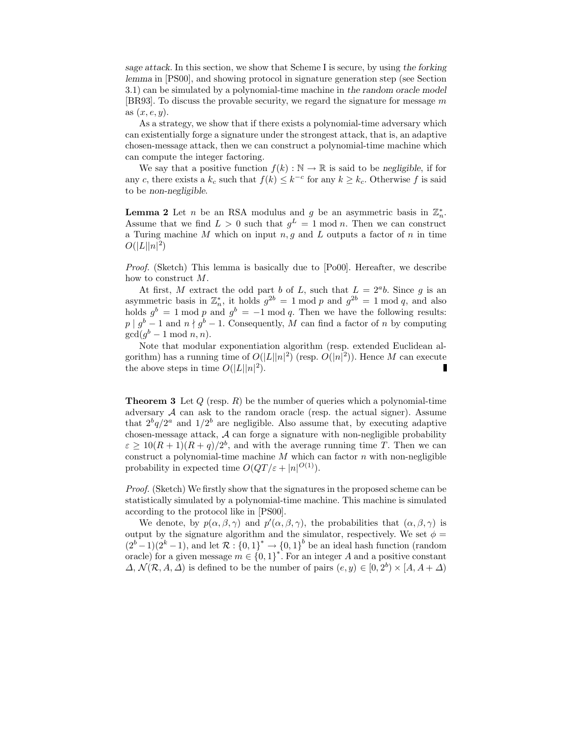*sage attack*. In this section, we show that Scheme I is secure, by using *the forking lemma* in [PS00], and showing protocol in signature generation step (see Section 3.1) can be simulated by a polynomial-time machine in *the random oracle model* [BR93]. To discuss the provable security, we regard the signature for message $m$ as $(x, e, y)$.

As a strategy, we show that if there exists a polynomial-time adversary which can existentially forge a signature under the strongest attack, that is, an adaptive chosen-message attack, then we can construct a polynomial-time machine which can compute the integer factoring.

We say that a positive function $f(k) : \mathbb{N} \to \mathbb{R}$ is said to be *negligible*, if for any $c$, there exists a $k_c$ such that $f(k) \leq k^{-c}$ for any $k \geq k_c$. Otherwise $f$ is said to be *non-negligible*.

**Lemma 2** Let $n$ be an RSA modulus and $g$ be an asymmetric basis in $\mathbb{Z}_n^*$. Assume that we find $L > 0$ such that $g^L = 1 \bmod n$. Then we can construct a Turing machine $M$ which on input $n, g$ and $L$ outputs a factor of $n$ in time $O(|L||n|^2)$

*Proof.* (Sketch) This lemma is basically due to [Po00]. Hereafter, we describe how to construct $M$.

At first, $M$ extract the odd part $b$ of $L$, such that $L = 2^a b$. Since $g$ is an asymmetric basis in $\mathbb{Z}_n^*$, it holds $g^{2b} = 1 \bmod p$ and $g^{2b} = 1 \bmod q$, and also holds $g^b = 1 \bmod p$ and $g^b = -1 \bmod q$. Then we have the following results: $p \mid g^b - 1$ and $n \nmid g^b - 1$. Consequently, $M$ can find a factor of $n$ by computing $\gcd(g^b - 1 \bmod n, n)$.

Note that modular exponentiation algorithm (resp. extended Euclidean algorithm) has a running time of $O(|L||n|^2)$ (resp. $O(|n|^2)$). Hence $M$ can execute the above steps in time $O(|L||n|^2)$. ∎

**Theorem 3** Let $Q$ (resp. $R$) be the number of queries which a polynomial-time adversary $\mathcal{A}$ can ask to the random oracle (resp. the actual signer). Assume that $2^b q/2^a$ and $1/2^b$ are negligible. Also assume that, by executing adaptive chosen-message attack, $\mathcal{A}$ can forge a signature with non-negligible probability $\varepsilon \geq 10(R+1)(R+q)/2^b$, and with the average running time $T$. Then we can construct a polynomial-time machine $M$ which can factor $n$ with non-negligible probability in expected time $O(QT/\varepsilon + |n|^{O(1)})$.

*Proof.* (Sketch) We firstly show that the signatures in the proposed scheme can be statistically simulated by a polynomial-time machine. This machine is simulated according to the protocol like in [PS00].

We denote, by $p(\alpha, \beta, \gamma)$ and $p'(\alpha, \beta, \gamma)$, the probabilities that $(\alpha, \beta, \gamma)$ is output by the signature algorithm and the simulator, respectively. We set $\phi = (2^b - 1)(2^k - 1)$, and let $\mathcal{R} : \{0,1\}^* \to \{0,1\}^b$ be an ideal hash function (random oracle) for a given message $m \in \{0,1\}^*$. For an integer $A$ and a positive constant $\Delta$, $\mathcal{N}(\mathcal{R}, A, \Delta)$ is defined to be the number of pairs $(e, y) \in [0, 2^b) \times [A, A + \Delta)$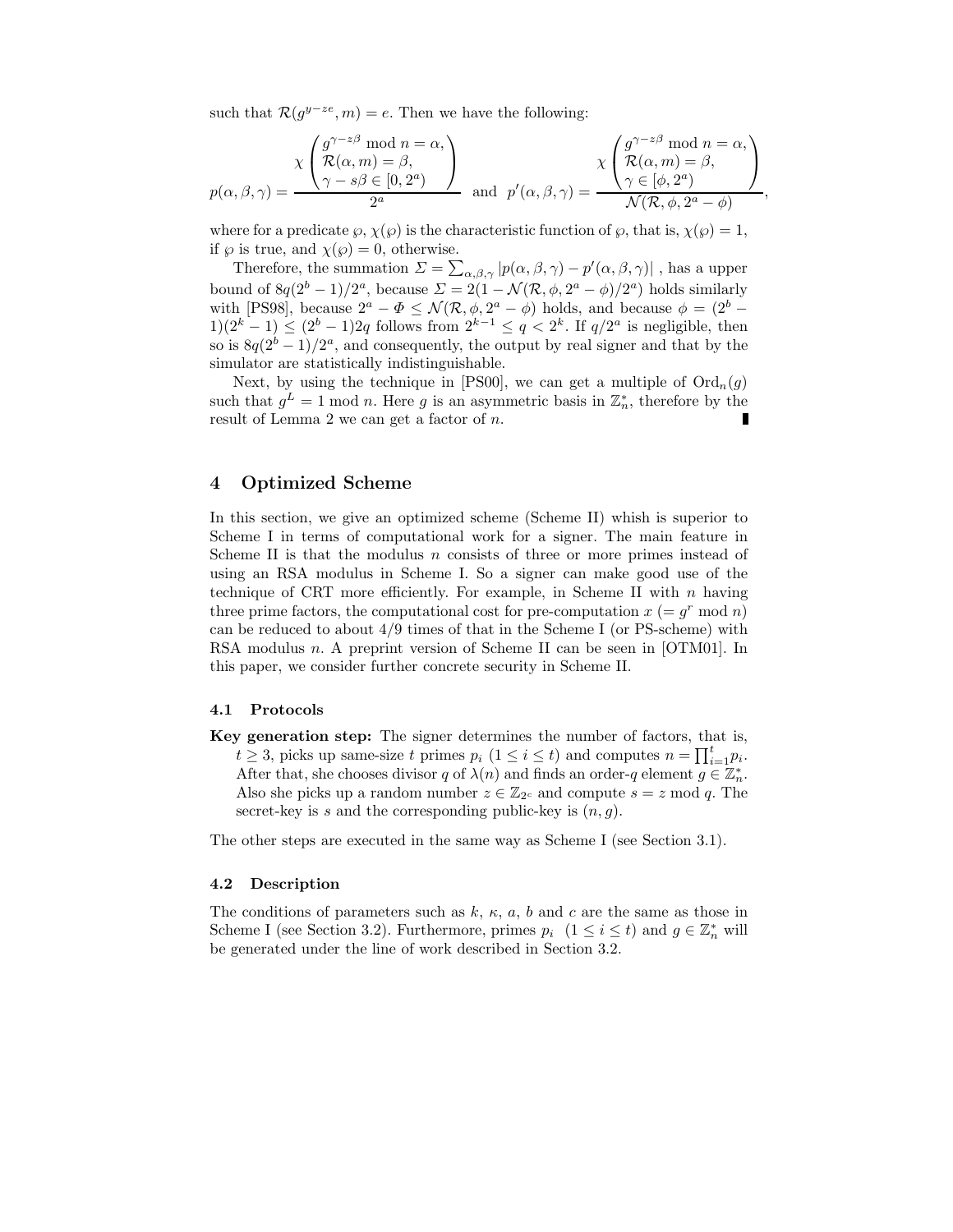such that $\mathcal{R}(g^{y-ze}, m) = e$. Then we have the following:

$$p(\alpha,\beta,\gamma) = \frac{\chi\begin{pmatrix} g^{\gamma - z\beta} \bmod n = \alpha, \\ \mathcal{R}(\alpha, m) = \beta, \\ \gamma - s\beta \in [0, 2^a) \end{pmatrix}}{2^a} \quad \text{and} \quad p'(\alpha,\beta,\gamma) = \frac{\chi\begin{pmatrix} g^{\gamma - z\beta} \bmod n = \alpha, \\ \mathcal{R}(\alpha, m) = \beta, \\ \gamma \in [\phi, 2^a) \end{pmatrix}}{\mathcal{N}(\mathcal{R}, \phi, 2^a - \phi)},$$

where for a predicate $\wp$, $\chi(\wp)$ is the characteristic function of $\wp$, that is, $\chi(\wp) = 1$, if $\wp$ is true, and $\chi(\wp) = 0$, otherwise.

Therefore, the summation $\Sigma = \sum_{\alpha,\beta,\gamma} |p(\alpha,\beta,\gamma) - p'(\alpha,\beta,\gamma)|$ , has a upper bound of $8q(2^b - 1)/2^a$, because $\Sigma = 2(1 - \mathcal{N}(\mathcal{R}, \phi, 2^a - \phi)/2^a)$ holds similarly with [PS98], because $2^a - \Phi \leq \mathcal{N}(\mathcal{R}, \phi, 2^a - \phi)$ holds, and because $\phi = (2^b - 1)(2^k - 1) \leq (2^b - 1)2q$ follows from $2^{k-1} \leq q < 2^k$. If $q/2^a$ is negligible, then so is $8q(2^b - 1)/2^a$, and consequently, the output by real signer and that by the simulator are statistically indistinguishable.

Next, by using the technique in [PS00], we can get a multiple of $\mathrm{Ord}_n(g)$ such that $g^L = 1 \bmod n$. Here $g$ is an asymmetric basis in $\mathbb{Z}_n^*$, therefore by the result of Lemma 2 we can get a factor of $n$. ∎

## 4 Optimized Scheme

In this section, we give an optimized scheme (Scheme II) whish is superior to Scheme I in terms of computational work for a signer. The main feature in Scheme II is that the modulus $n$ consists of three or more primes instead of using an RSA modulus in Scheme I. So a signer can make good use of the technique of CRT more efficiently. For example, in Scheme II with $n$ having three prime factors, the computational cost for pre-computation $x$ ($= g^r \bmod n$) can be reduced to about 4/9 times of that in the Scheme I (or PS-scheme) with RSA modulus $n$. A preprint version of Scheme II can be seen in [OTM01]. In this paper, we consider further concrete security in Scheme II.

### 4.1 Protocols

**Key generation step:** The signer determines the number of factors, that is, $t \geq 3$, picks up same-size $t$ primes $p_i$ $(1 \leq i \leq t)$ and computes $n = \prod_{i=1}^{t} p_i$. After that, she chooses divisor $q$ of $\lambda(n)$ and finds an order-$q$ element $g \in \mathbb{Z}_n^*$. Also she picks up a random number $z \in \mathbb{Z}_{2^c}$ and compute $s = z \bmod q$. The secret-key is $s$ and the corresponding public-key is $(n, g)$.

The other steps are executed in the same way as Scheme I (see Section 3.1).

### 4.2 Description

The conditions of parameters such as $k$, $\kappa$, $a$, $b$ and $c$ are the same as those in Scheme I (see Section 3.2). Furthermore, primes $p_i$ $(1 \leq i \leq t)$ and $g \in \mathbb{Z}_n^*$ will be generated under the line of work described in Section 3.2.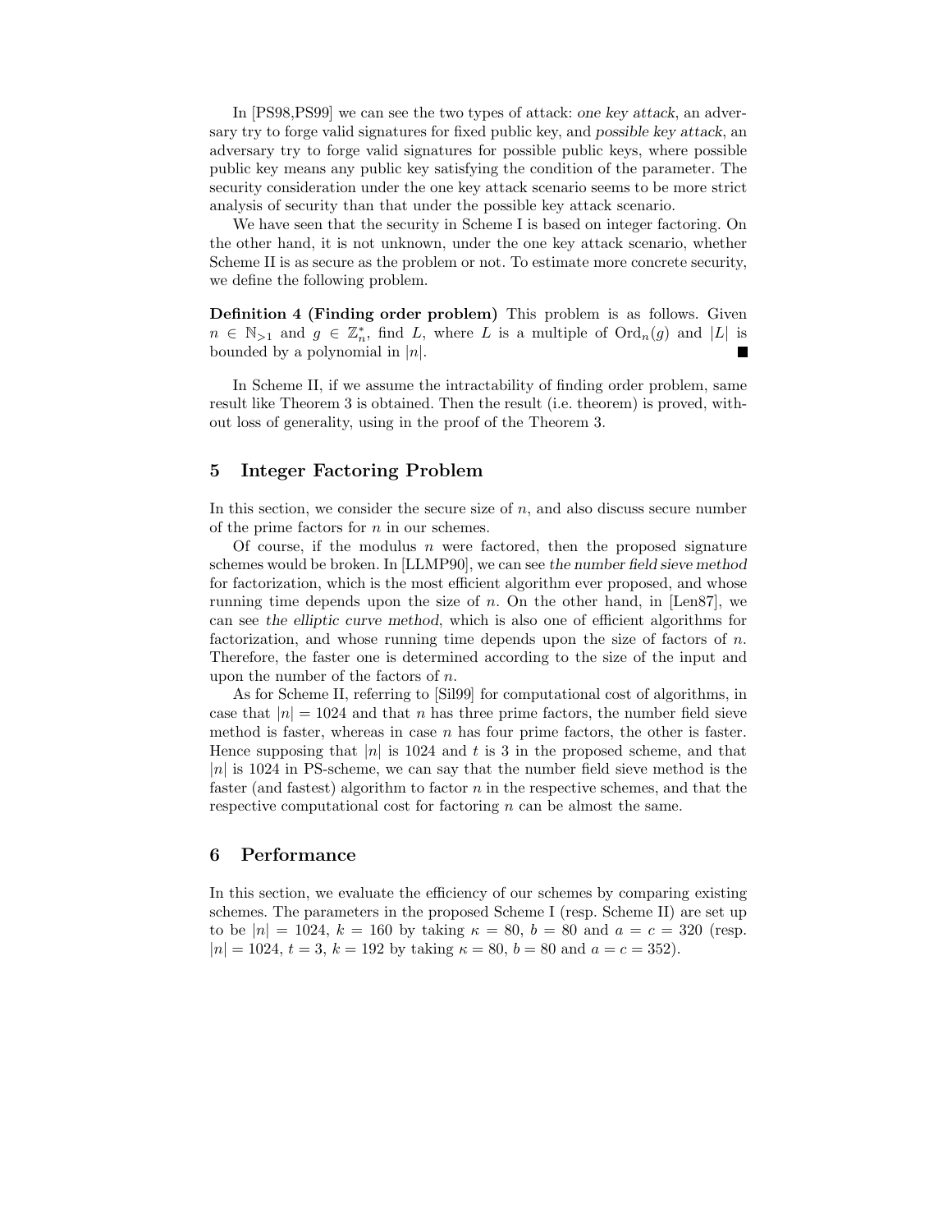In [PS98,PS99] we can see the two types of attack: *one key attack*, an adversary try to forge valid signatures for fixed public key, and *possible key attack*, an adversary try to forge valid signatures for possible public keys, where possible public key means any public key satisfying the condition of the parameter. The security consideration under the one key attack scenario seems to be more strict analysis of security than that under the possible key attack scenario.

We have seen that the security in Scheme I is based on integer factoring. On the other hand, it is not unknown, under the one key attack scenario, whether Scheme II is as secure as the problem or not. To estimate more concrete security, we define the following problem.

**Definition 4 (Finding order problem)** This problem is as follows. Given $n \in \mathbb{N}_{>1}$ and $g \in \mathbb{Z}_n^*$, find $L$, where $L$ is a multiple of $\mathrm{Ord}_n(g)$ and $|L|$ is bounded by a polynomial in $|n|$. ∎

In Scheme II, if we assume the intractability of finding order problem, same result like Theorem 3 is obtained. Then the result (i.e. theorem) is proved, without loss of generality, using in the proof of the Theorem 3.

## 5 Integer Factoring Problem

In this section, we consider the secure size of $n$, and also discuss secure number of the prime factors for $n$ in our schemes.

Of course, if the modulus $n$ were factored, then the proposed signature schemes would be broken. In [LLMP90], we can see *the number field sieve method* for factorization, which is the most efficient algorithm ever proposed, and whose running time depends upon the size of $n$. On the other hand, in [Len87], we can see *the elliptic curve method*, which is also one of efficient algorithms for factorization, and whose running time depends upon the size of factors of $n$. Therefore, the faster one is determined according to the size of the input and upon the number of the factors of $n$.

As for Scheme II, referring to [Sil99] for computational cost of algorithms, in case that $|n| = 1024$ and that $n$ has three prime factors, the number field sieve method is faster, whereas in case $n$ has four prime factors, the other is faster. Hence supposing that $|n|$ is 1024 and $t$ is 3 in the proposed scheme, and that $|n|$ is 1024 in PS-scheme, we can say that the number field sieve method is the faster (and fastest) algorithm to factor $n$ in the respective schemes, and that the respective computational cost for factoring $n$ can be almost the same.

## 6 Performance

In this section, we evaluate the efficiency of our schemes by comparing existing schemes. The parameters in the proposed Scheme I (resp. Scheme II) are set up to be $|n| = 1024$, $k = 160$ by taking $\kappa = 80$, $b = 80$ and $a = c = 320$ (resp. $|n| = 1024$, $t = 3$, $k = 192$ by taking $\kappa = 80$, $b = 80$ and $a = c = 352$).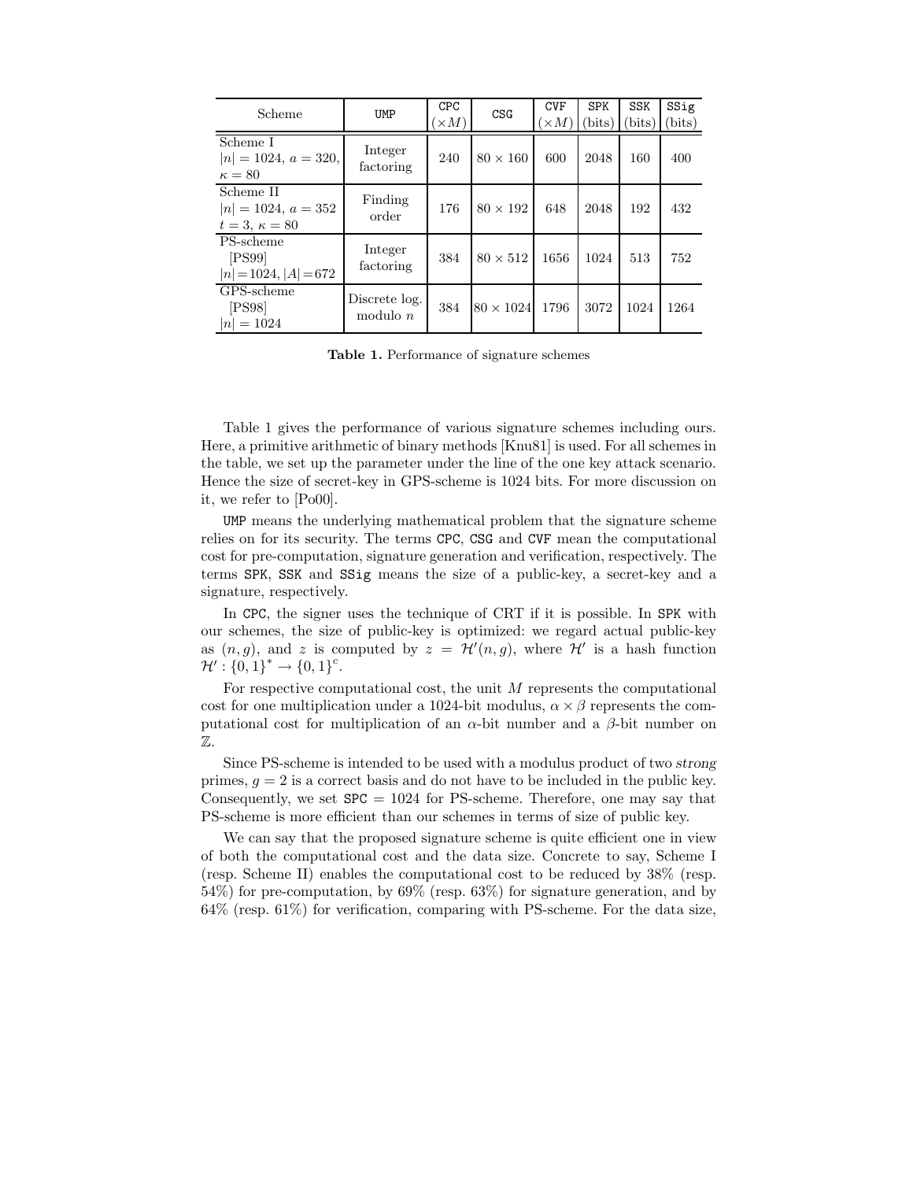| Scheme | UMP | CPC ($\times M$) | CSG | CVF ($\times M$) | SPK (bits) | SSK (bits) | SSig (bits) |
|---|---|---|---|---|---|---|---|
| Scheme I $\lvert n\rvert = 1024$, $a = 320$, $\kappa = 80$ | Integer factoring | 240 | $80 \times 160$ | 600 | 2048 | 160 | 400 |
| Scheme II $\lvert n\rvert = 1024$, $a = 352$ $t = 3$, $\kappa = 80$ | Finding order | 176 | $80 \times 192$ | 648 | 2048 | 192 | 432 |
| PS-scheme [PS99] $\lvert n\rvert = 1024$, $\lvert A\rvert = 672$ | Integer factoring | 384 | $80 \times 512$ | 1656 | 1024 | 513 | 752 |
| GPS-scheme [PS98] $\lvert n\rvert = 1024$ | Discrete log. modulo $n$ | 384 | $80 \times 1024$ | 1796 | 3072 | 1024 | 1264 |

**Table 1.** Performance of signature schemes

Table 1 gives the performance of various signature schemes including ours. Here, a primitive arithmetic of binary methods [Knu81] is used. For all schemes in the table, we set up the parameter under the line of the one key attack scenario. Hence the size of secret-key in GPS-scheme is 1024 bits. For more discussion on it, we refer to [Po00].

UMP means the underlying mathematical problem that the signature scheme relies on for its security. The terms CPC, CSG and CVF mean the computational cost for pre-computation, signature generation and verification, respectively. The terms SPK, SSK and SSig means the size of a public-key, a secret-key and a signature, respectively.

In CPC, the signer uses the technique of CRT if it is possible. In SPK with our schemes, the size of public-key is optimized: we regard actual public-key as $(n, g)$, and $z$ is computed by $z = \mathcal{H}'(n, g)$, where $\mathcal{H}'$ is a hash function $\mathcal{H}' : \{0,1\}^* \to \{0,1\}^c$.

For respective computational cost, the unit $M$ represents the computational cost for one multiplication under a 1024-bit modulus, $\alpha \times \beta$ represents the computational cost for multiplication of an $\alpha$-bit number and a $\beta$-bit number on $\mathbb{Z}$.

Since PS-scheme is intended to be used with a modulus product of two *strong* primes, $g = 2$ is a correct basis and do not have to be included in the public key. Consequently, we set SPC $= 1024$ for PS-scheme. Therefore, one may say that PS-scheme is more efficient than our schemes in terms of size of public key.

We can say that the proposed signature scheme is quite efficient one in view of both the computational cost and the data size. Concrete to say, Scheme I (resp. Scheme II) enables the computational cost to be reduced by 38% (resp. 54%) for pre-computation, by 69% (resp. 63%) for signature generation, and by 64% (resp. 61%) for verification, comparing with PS-scheme. For the data size,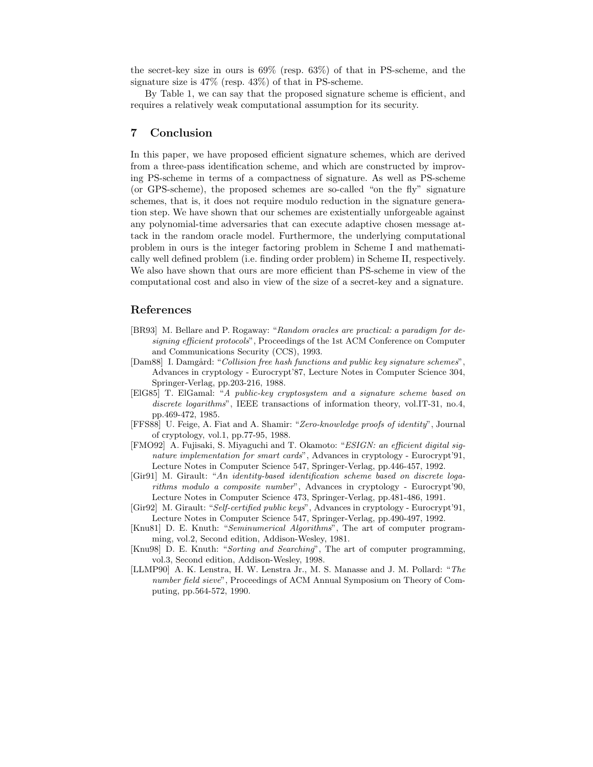the secret-key size in ours is 69% (resp. 63%) of that in PS-scheme, and the signature size is 47% (resp. 43%) of that in PS-scheme.

By Table 1, we can say that the proposed signature scheme is efficient, and requires a relatively weak computational assumption for its security.

## 7 Conclusion

In this paper, we have proposed efficient signature schemes, which are derived from a three-pass identification scheme, and which are constructed by improving PS-scheme in terms of a compactness of signature. As well as PS-scheme (or GPS-scheme), the proposed schemes are so-called "on the fly" signature schemes, that is, it does not require modulo reduction in the signature generation step. We have shown that our schemes are existentially unforgeable against any polynomial-time adversaries that can execute adaptive chosen message attack in the random oracle model. Furthermore, the underlying computational problem in ours is the integer factoring problem in Scheme I and mathematically well defined problem (i.e. finding order problem) in Scheme II, respectively. We also have shown that ours are more efficient than PS-scheme in view of the computational cost and also in view of the size of a secret-key and a signature.

## References

[BR93] M. Bellare and P. Rogaway: "*Random oracles are practical: a paradigm for designing efficient protocols*", Proceedings of the 1st ACM Conference on Computer and Communications Security (CCS), 1993.

[Dam88] I. Damgård: "*Collision free hash functions and public key signature schemes*", Advances in cryptology - Eurocrypt'87, Lecture Notes in Computer Science 304, Springer-Verlag, pp.203-216, 1988.

[ElG85] T. ElGamal: "*A public-key cryptosystem and a signature scheme based on discrete logarithms*", IEEE transactions of information theory, vol.IT-31, no.4, pp.469-472, 1985.

[FFS88] U. Feige, A. Fiat and A. Shamir: "*Zero-knowledge proofs of identity*", Journal of cryptology, vol.1, pp.77-95, 1988.

[FMO92] A. Fujisaki, S. Miyaguchi and T. Okamoto: "*ESIGN: an efficient digital signature implementation for smart cards*", Advances in cryptology - Eurocrypt'91, Lecture Notes in Computer Science 547, Springer-Verlag, pp.446-457, 1992.

[Gir91] M. Girault: "*An identity-based identification scheme based on discrete logarithms modulo a composite number*", Advances in cryptology - Eurocrypt'90, Lecture Notes in Computer Science 473, Springer-Verlag, pp.481-486, 1991.

[Gir92] M. Girault: "*Self-certified public keys*", Advances in cryptology - Eurocrypt'91, Lecture Notes in Computer Science 547, Springer-Verlag, pp.490-497, 1992.

[Knu81] D. E. Knuth: "*Seminumerical Algorithms*", The art of computer programming, vol.2, Second edition, Addison-Wesley, 1981.

[Knu98] D. E. Knuth: "*Sorting and Searching*", The art of computer programming, vol.3, Second edition, Addison-Wesley, 1998.

[LLMP90] A. K. Lenstra, H. W. Lenstra Jr., M. S. Manasse and J. M. Pollard: "*The number field sieve*", Proceedings of ACM Annual Symposium on Theory of Computing, pp.564-572, 1990.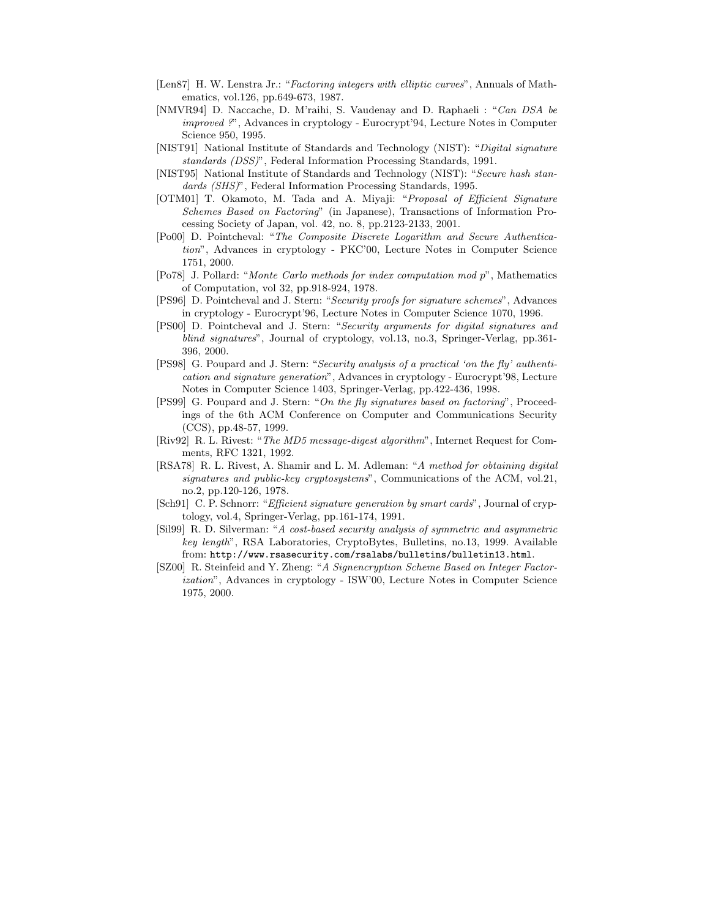[Len87] H. W. Lenstra Jr.: "*Factoring integers with elliptic curves*", Annuals of Mathematics, vol.126, pp.649-673, 1987.

[NMVR94] D. Naccache, D. M'raihi, S. Vaudenay and D. Raphaeli : "*Can DSA be improved ?*", Advances in cryptology - Eurocrypt'94, Lecture Notes in Computer Science 950, 1995.

[NIST91] National Institute of Standards and Technology (NIST): "*Digital signature standards (DSS)*", Federal Information Processing Standards, 1991.

[NIST95] National Institute of Standards and Technology (NIST): "*Secure hash standards (SHS)*", Federal Information Processing Standards, 1995.

[OTM01] T. Okamoto, M. Tada and A. Miyaji: "*Proposal of Efficient Signature Schemes Based on Factoring*" (in Japanese), Transactions of Information Processing Society of Japan, vol. 42, no. 8, pp.2123-2133, 2001.

[Po00] D. Pointcheval: "*The Composite Discrete Logarithm and Secure Authentication*", Advances in cryptology - PKC'00, Lecture Notes in Computer Science 1751, 2000.

[Po78] J. Pollard: "*Monte Carlo methods for index computation mod p*", Mathematics of Computation, vol 32, pp.918-924, 1978.

[PS96] D. Pointcheval and J. Stern: "*Security proofs for signature schemes*", Advances in cryptology - Eurocrypt'96, Lecture Notes in Computer Science 1070, 1996.

[PS00] D. Pointcheval and J. Stern: "*Security arguments for digital signatures and blind signatures*", Journal of cryptology, vol.13, no.3, Springer-Verlag, pp.361-396, 2000.

[PS98] G. Poupard and J. Stern: "*Security analysis of a practical 'on the fly' authentication and signature generation*", Advances in cryptology - Eurocrypt'98, Lecture Notes in Computer Science 1403, Springer-Verlag, pp.422-436, 1998.

[PS99] G. Poupard and J. Stern: "*On the fly signatures based on factoring*", Proceedings of the 6th ACM Conference on Computer and Communications Security (CCS), pp.48-57, 1999.

[Riv92] R. L. Rivest: "*The MD5 message-digest algorithm*", Internet Request for Comments, RFC 1321, 1992.

[RSA78] R. L. Rivest, A. Shamir and L. M. Adleman: "*A method for obtaining digital signatures and public-key cryptosystems*", Communications of the ACM, vol.21, no.2, pp.120-126, 1978.

[Sch91] C. P. Schnorr: "*Efficient signature generation by smart cards*", Journal of cryptology, vol.4, Springer-Verlag, pp.161-174, 1991.

[Sil99] R. D. Silverman: "*A cost-based security analysis of symmetric and asymmetric key length*", RSA Laboratories, CryptoBytes, Bulletins, no.13, 1999. Available from: `http://www.rsasecurity.com/rsalabs/bulletins/bulletin13.html`.

[SZ00] R. Steinfeid and Y. Zheng: "*A Signencryption Scheme Based on Integer Factorization*", Advances in cryptology - ISW'00, Lecture Notes in Computer Science 1975, 2000.